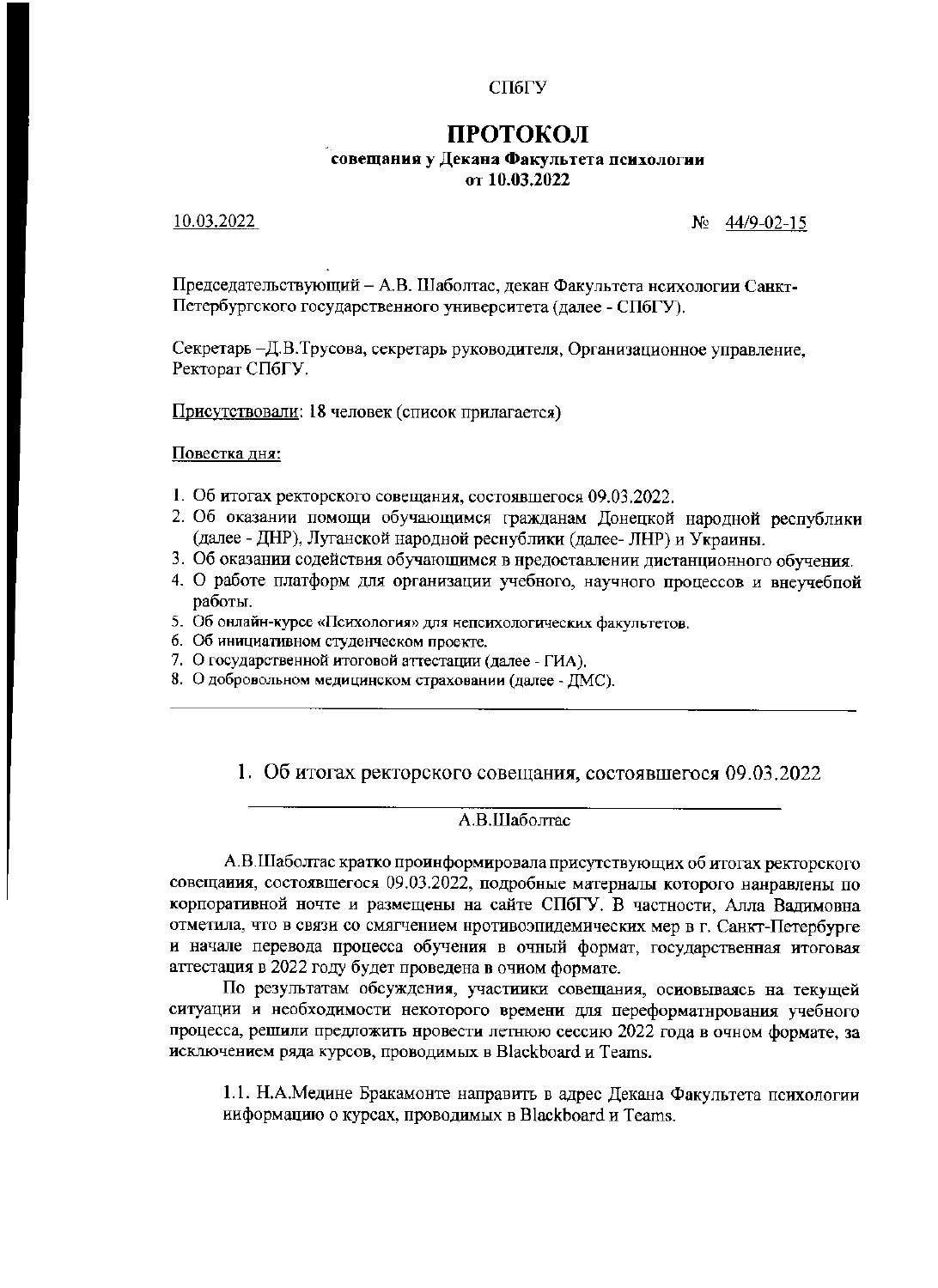СПбГУ

# ПРОТОКОЛ

**совещания у Декана Факультета психологии от 10.03.2022**

10.03.2022 № 44/9-02-15

Председательствующий – А.В. Шаболтас, декан Факультета психологии Санкт-Петербургского государственного университета (далее - СПбГУ).

Секретарь –Д.В.Трусова, секретарь руководителя, Организационное управление, Ректорат СПбГУ.

Присутствовали: 18 человек (список прилагается)

Повестка дня:

1. Об итогах ректорского совещания, состоявшегося 09.03.2022.
2. Об оказании помощи обучающимся гражданам Донецкой народной республики (далее - ДНР), Луганской народной республики (далее- ЛНР) и Украины.
3. Об оказании содействия обучающимся в предоставлении дистанционного обучения.
4. О работе платформ для организации учебного, научного процессов и внеучебной работы.
5. Об онлайн-курсе «Психология» для непсихологических факультетов.
6. Об инициативном студенческом проекте.
7. О государственной итоговой аттестации (далее - ГИА).
8. О добровольном медицинском страховании (далее - ДМС).

---

## 1. Об итогах ректорского совещания, состоявшегося 09.03.2022

А.В.Шаболтас

А.В.Шаболтас кратко проинформировала присутствующих об итогах ректорского совещания, состоявшегося 09.03.2022, подробные материалы которого направлены по корпоративной почте и размещены на сайте СПбГУ. В частности, Алла Вадимовна отметила, что в связи со смягчением противоэпидемических мер в г. Санкт-Петербурге и начале перевода процесса обучения в очный формат, государственная итоговая аттестация в 2022 году будет проведена в очном формате.

По результатам обсуждения, участники совещания, основываясь на текущей ситуации и необходимости некоторого времени для переформатирования учебного процесса, решили предложить провести летнюю сессию 2022 года в очном формате, за исключением ряда курсов, проводимых в Blackboard и Teams.

1.1. Н.А.Медине Бракамонте направить в адрес Декана Факультета психологии информацию о курсах, проводимых в Blackboard и Teams.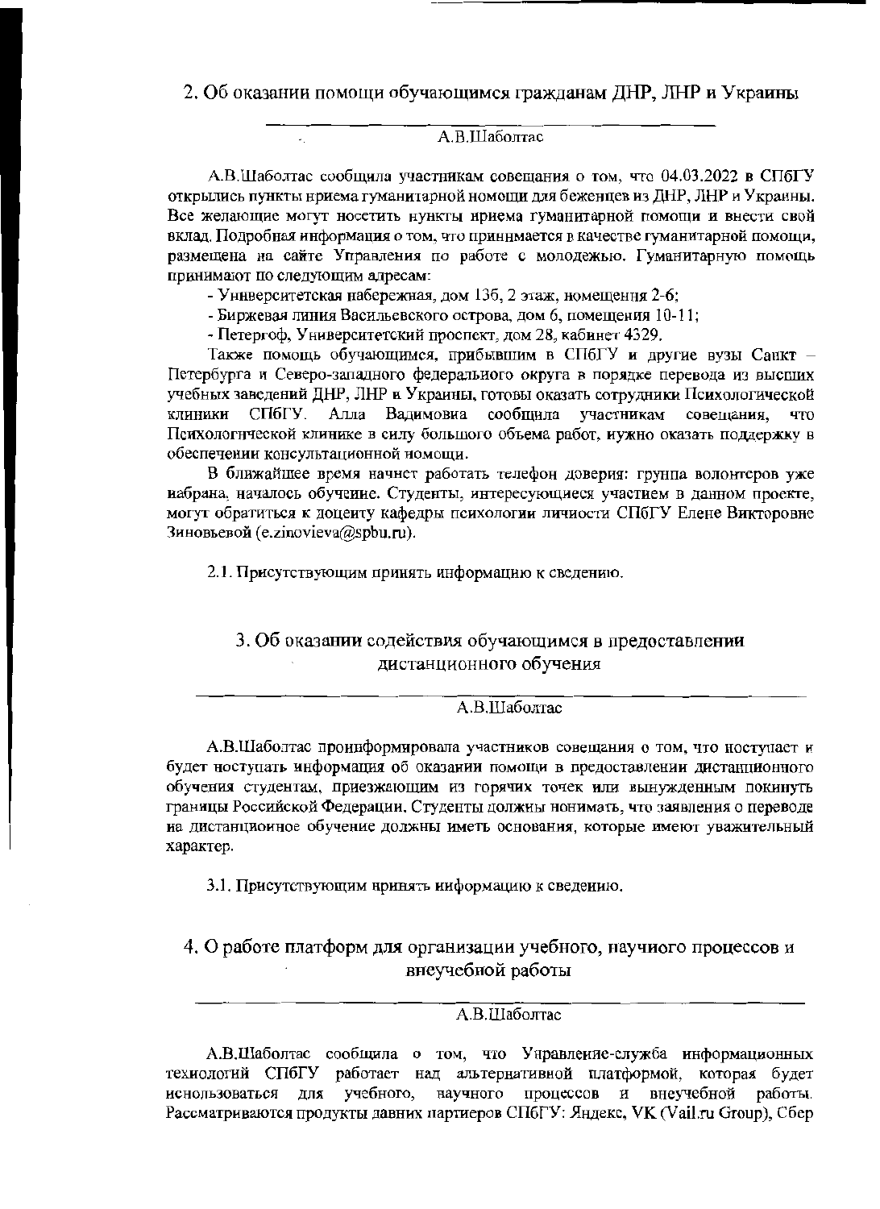## 2. Об оказании помощи обучающимся гражданам ДНР, ЛНР и Украины

А.В.Шаболтас

А.В.Шаболтас сообщила участникам совещания о том, что 04.03.2022 в СПбГУ открылись пункты приема гуманитарной помощи для беженцев из ДНР, ЛНР и Украины. Все желающие могут посетить пункты приема гуманитарной помощи и внести свой вклад. Подробная информация о том, что принимается в качестве гуманитарной помощи, размещена на сайте Управления по работе с молодежью. Гуманитарную помощь принимают по следующим адресам:

- Университетская набережная, дом 13б, 2 этаж, помещения 2-6;
- Биржевая линия Васильевского острова, дом 6, помещения 10-11;
- Петергоф, Университетский проспект, дом 28, кабинет 4329.

Также помощь обучающимся, прибывшим в СПбГУ и другие вузы Санкт – Петербурга и Северо-западного федерального округа в порядке перевода из высших учебных заведений ДНР, ЛНР и Украины, готовы оказать сотрудники Психологической клиники СПбГУ. Алла Вадимовна сообщила участникам совещания, что Психологической клинике в силу большого объема работ, нужно оказать поддержку в обеспечении консультационной помощи.

В ближайшее время начнет работать телефон доверия: группа волонтеров уже набрана, началось обучение. Студенты, интересующиеся участием в данном проекте, могут обратиться к доценту кафедры психологии личности СПбГУ Елене Викторовне Зиновьевой (e.zinovieva@spbu.ru).

2.1. Присутствующим принять информацию к сведению.

## 3. Об оказании содействия обучающимся в предоставлении дистанционного обучения

А.В.Шаболтас

А.В.Шаболтас проинформировала участников совещания о том, что поступает и будет поступать информация об оказании помощи в предоставлении дистанционного обучения студентам, приезжающим из горячих точек или вынужденным покинуть границы Российской Федерации. Студенты должны понимать, что заявления о переводе на дистанционное обучение должны иметь основания, которые имеют уважительный характер.

3.1. Присутствующим принять информацию к сведению.

## 4. О работе платформ для организации учебного, научного процессов и внеучебной работы

А.В.Шаболтас

А.В.Шаболтас сообщила о том, что Управление-служба информационных технологий СПбГУ работает над альтернативной платформой, которая будет использоваться для учебного, научного процессов и внеучебной работы. Рассматриваются продукты давних партнеров СПбГУ: Яндекс, VK (Vail.ru Group), Сбер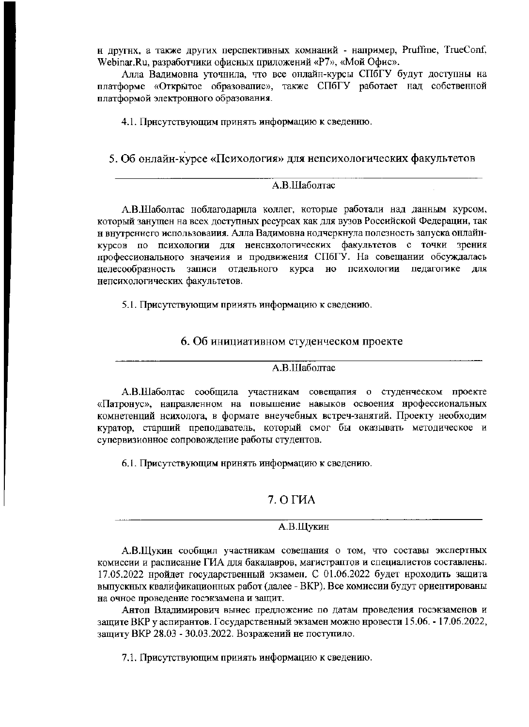и других, а также других перспективных компаний - например, Pruffme, TrueConf, Webinar.Ru, разработчики офисных приложений «Р7», «Мой Офис».

Алла Вадимовна уточнила, что все онлайн-курсы СПбГУ будут доступны на платформе «Открытое образование», также СПбГУ работает над собственной платформой электронного образования.

4.1. Присутствующим принять информацию к сведению.

## 5. Об онлайн-курсе «Психология» для непсихологических факультетов

А.В.Шаболтас

А.В.Шаболтас поблагодарила коллег, которые работали над данным курсом, который запущен на всех доступных ресурсах как для вузов Российской Федерации, так и внутреннего использования. Алла Вадимовна подчеркнула полезность запуска онлайн-курсов по психологии для непсихологических факультетов с точки зрения профессионального значения и продвижения СПбГУ. На совещании обсуждалась целесообразность записи отдельного курса по психологии педагогике для непсихологических факультетов.

5.1. Присутствующим принять информацию к сведению.

## 6. Об инициативном студенческом проекте

А.В.Шаболтас

А.В.Шаболтас сообщила участникам совещания о студенческом проекте «Патронус», направленном на повышение навыков освоения профессиональных компетенций психолога, в формате внеучебных встреч-занятий. Проекту необходим куратор, старший преподаватель, который смог бы оказывать методическое и супервизионное сопровождение работы студентов.

6.1. Присутствующим принять информацию к сведению.

## 7. О ГИА

А.В.Щукин

А.В.Щукин сообщил участникам совещания о том, что составы экспертных комиссии и расписание ГИА для бакалавров, магистрантов и специалистов составлены. 17.05.2022 пройдет государственный экзамен. С 01.06.2022 будет проходить защита выпускных квалификационных работ (далее - ВКР). Все комиссии будут ориентированы на очное проведение госэкзамена и защит.

Антон Владимирович вынес предложение по датам проведения госэкзаменов и защите ВКР у аспирантов. Государственный экзамен можно провести 15.06. - 17.06.2022, защиту ВКР 28.03 - 30.03.2022. Возражений не поступило.

7.1. Присутствующим принять информацию к сведению.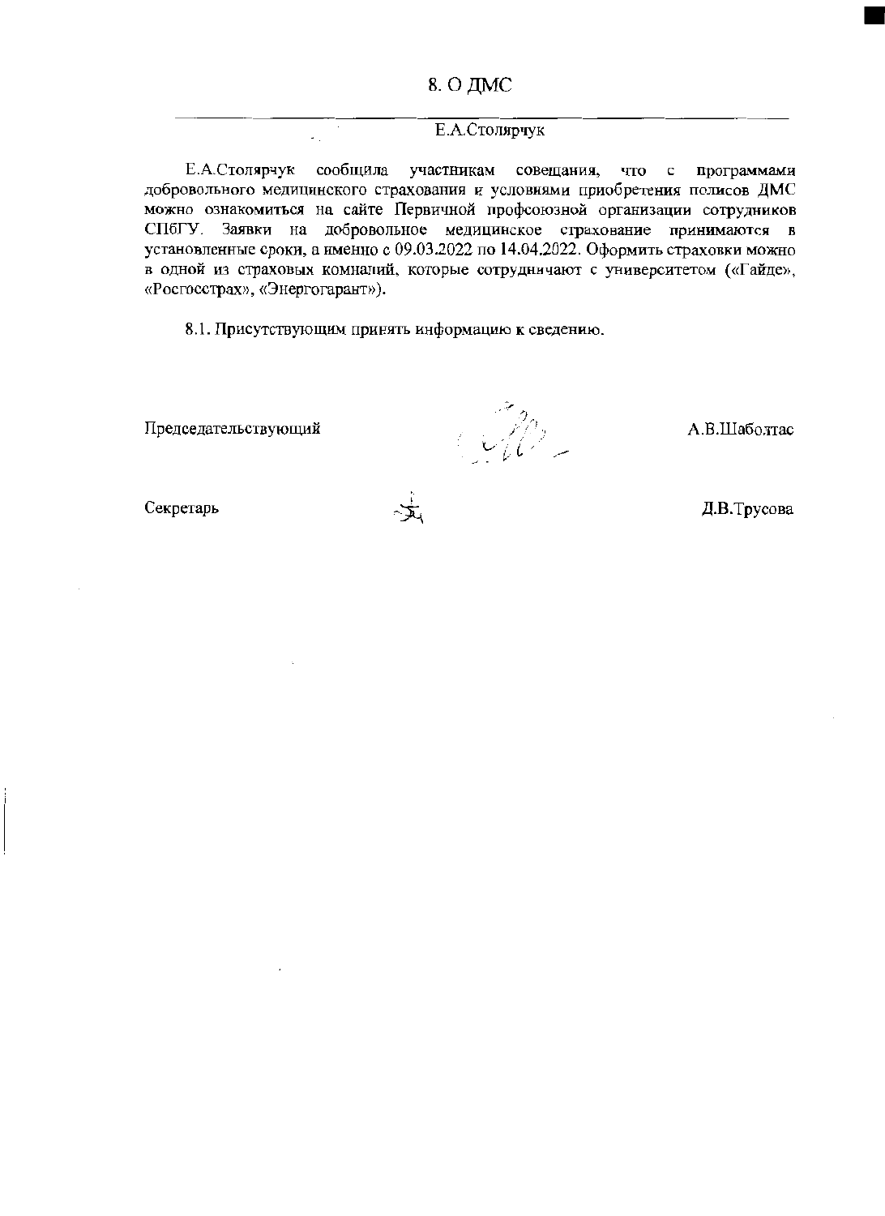## 8. О ДМС

Е.А.Столярчук

Е.А.Столярчук сообщила участникам совещания, что с программами добровольного медицинского страхования и условиями приобретения полисов ДМС можно ознакомиться на сайте Первичной профсоюзной организации сотрудников СПбГУ. Заявки на добровольное медицинское страхование принимаются в установленные сроки, а именно с 09.03.2022 по 14.04.2022. Оформить страховки можно в одной из страховых компаний, которые сотрудничают с университетом («Гайде», «Росгосстрах», «Энергогарант»).

8.1. Присутствующим принять информацию к сведению.

Председательствующий А.В.Шаболтас

Секретарь Д.В.Трусова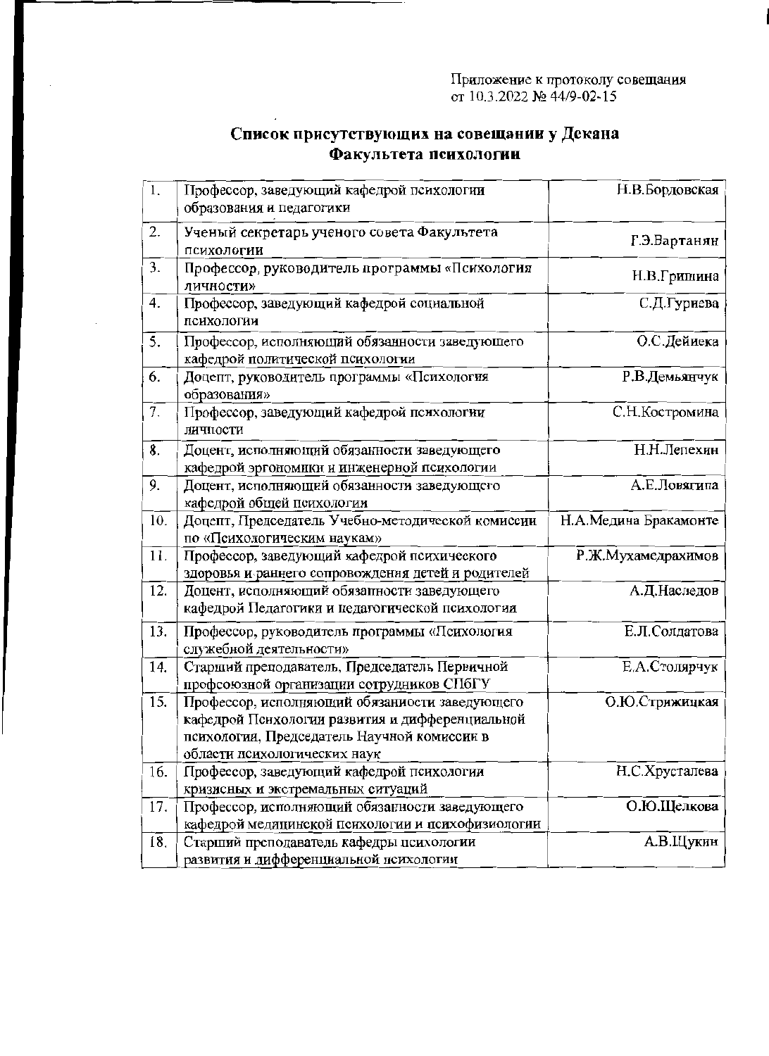Приложение к протоколу совещания
от 10.3.2022 № 44/9-02-15

## Список присутствующих на совещании у Декана Факультета психологии

| | | |
|---|---|---|
| 1. | Профессор, заведующий кафедрой психологии образования и педагогики | Н.В.Бордовская |
| 2. | Ученый секретарь ученого совета Факультета психологии | Г.Э.Вартанян |
| 3. | Профессор, руководитель программы «Психология личности» | Н.В.Гришина |
| 4. | Профессор, заведующий кафедрой социальной психологии | С.Д.Гуриева |
| 5. | Профессор, исполняющий обязанности заведующего кафедрой политической психологии | О.С.Дейнека |
| 6. | Доцент, руководитель программы «Психология образования» | Р.В.Демьянчук |
| 7. | Профессор, заведующий кафедрой психологии личности | С.Н.Костромина |
| 8. | Доцент, исполняющий обязанности заведующего кафедрой эргономики и инженерной психологии | Н.Н.Лепехин |
| 9. | Доцент, исполняющий обязанности заведующего кафедрой общей психологии | А.Е.Ловягина |
| 10. | Доцент, Председатель Учебно-методической комиссии по «Психологическим наукам» | Н.А.Медина Бракамонте |
| 11. | Профессор, заведующий кафедрой психического здоровья и раннего сопровождения детей и родителей | Р.Ж.Мухамедрахимов |
| 12. | Доцент, исполняющий обязанности заведующего кафедрой Педагогики и педагогической психологии | А.Д.Наследов |
| 13. | Профессор, руководитель программы «Психология служебной деятельности» | Е.Л.Солдатова |
| 14. | Старший преподаватель, Председатель Первичной профсоюзной организации сотрудников СПбГУ | Е.А.Столярчук |
| 15. | Профессор, исполняющий обязанности заведующего кафедрой Психологии развития и дифференциальной психологии, Председатель Научной комиссии в области психологических наук | О.Ю.Стрижицкая |
| 16. | Профессор, заведующий кафедрой психологии кризисных и экстремальных ситуаций | Н.С.Хрусталева |
| 17. | Профессор, исполняющий обязанности заведующего кафедрой медицинской психологии и психофизиологии | О.Ю.Щелкова |
| 18. | Старший преподаватель кафедры психологии развития и дифференциальной психологии | А.В.Щукин |